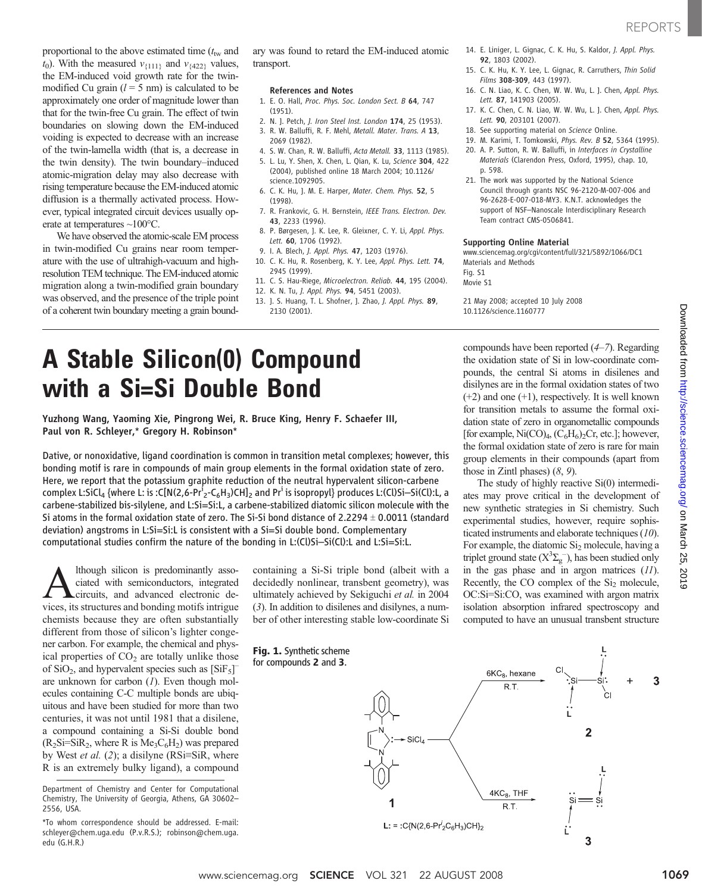proportional to the above estimated time ($t_{tw}$ and $t_0$). With the measured $v_{\{111\}}$ and $v_{\{422\}}$ values, the EM-induced void growth rate for the twin-modified Cu grain ($l$ = 5 nm) is calculated to be approximately one order of magnitude lower than that for the twin-free Cu grain. The effect of twin boundaries on slowing down the EM-induced voiding is expected to decrease with an increase of the twin-lamella width (that is, a decrease in the twin density). The twin boundary–induced atomic-migration delay may also decrease with rising temperature because the EM-induced atomic diffusion is a thermally activated process. However, typical integrated circuit devices usually operate at temperatures ~100°C.

We have observed the atomic-scale EM process in twin-modified Cu grains near room temperature with the use of ultrahigh-vacuum and high-resolution TEM technique. The EM-induced atomic migration along a twin-modified grain boundary was observed, and the presence of the triple point of a coherent twin boundary meeting a grain boundary was found to retard the EM-induced atomic transport.

### References and Notes

1. E. O. Hall, *Proc. Phys. Soc. London Sect. B* **64**, 747 (1951).
2. N. J. Petch, *J. Iron Steel Inst. London* **174**, 25 (1953).
3. R. W. Balluffi, R. F. Mehl, *Metall. Mater. Trans. A* **13**, 2069 (1982).
4. S. W. Chan, R. W. Balluffi, *Acta Metall.* **33**, 1113 (1985).
5. L. Lu, Y. Shen, X. Chen, L. Qian, K. Lu, *Science* **304**, 422 (2004), published online 18 March 2004; 10.1126/science.1092905.
6. C. K. Hu, J. M. E. Harper, *Mater. Chem. Phys.* **52**, 5 (1998).
7. R. Frankovic, G. H. Bernstein, *IEEE Trans. Electron. Dev.* **43**, 2233 (1996).
8. P. Børgesen, J. K. Lee, R. Gleixner, C. Y. Li, *Appl. Phys. Lett.* **60**, 1706 (1992).
9. I. A. Blech, *J. Appl. Phys.* **47**, 1203 (1976).
10. C. K. Hu, R. Rosenberg, K. Y. Lee, *Appl. Phys. Lett.* **74**, 2945 (1999).
11. C. S. Hau-Riege, *Microelectron. Reliab.* **44**, 195 (2004).
12. K. N. Tu, *J. Appl. Phys.* **94**, 5451 (2003).
13. J. S. Huang, T. L. Shofner, J. Zhao, *J. Appl. Phys.* **89**, 2130 (2001).
14. E. Liniger, L. Gignac, C. K. Hu, S. Kaldor, *J. Appl. Phys.* **92**, 1803 (2002).
15. C. K. Hu, K. Y. Lee, L. Gignac, R. Carruthers, *Thin Solid Films* **308-309**, 443 (1997).
16. C. N. Liao, K. C. Chen, W. W. Wu, L. J. Chen, *Appl. Phys. Lett.* **87**, 141903 (2005).
17. K. C. Chen, C. N. Liao, W. W. Wu, L. J. Chen, *Appl. Phys. Lett.* **90**, 203101 (2007).
18. See supporting material on *Science* Online.
19. M. Karimi, T. Tomkowski, *Phys. Rev. B* **52**, 5364 (1995).
20. A. P. Sutton, R. W. Balluffi, in *Interfaces in Crystalline Materials* (Clarendon Press, Oxford, 1995), chap. 10, p. 598.
21. The work was supported by the National Science Council through grants NSC 96-2120-M-007-006 and 96-2628-E-007-018-MY3. K.N.T. acknowledges the support of NSF–Nanoscale Interdisciplinary Research Team contract CMS-0506841.

### Supporting Online Material

www.sciencemag.org/cgi/content/full/321/5892/1066/DC1
Materials and Methods
Fig. S1
Movie S1

21 May 2008; accepted 10 July 2008
10.1126/science.1160777

# A Stable Silicon(0) Compound with a Si=Si Double Bond

**Yuzhong Wang, Yaoming Xie, Pingrong Wei, R. Bruce King, Henry F. Schaefer III, Paul von R. Schleyer,\* Gregory H. Robinson\***

**Dative, or nonoxidative, ligand coordination is common in transition metal complexes; however, this bonding motif is rare in compounds of main group elements in the formal oxidation state of zero. Here, we report that the potassium graphite reduction of the neutral hypervalent silicon-carbene complex L:$SiCl_4$ {where L: is :$C[N(2,6-Pr^i_2-C_6H_3)CH]_2$ and $Pr^i$ is isopropyl} produces L:(Cl)Si–Si(Cl):L, a carbene-stabilized bis-silylene, and L:Si=Si:L, a carbene-stabilized diatomic silicon molecule with the Si atoms in the formal oxidation state of zero. The Si-Si bond distance of 2.2294 ± 0.0011 (standard deviation) angstroms in L:Si=Si:L is consistent with a Si=Si double bond. Complementary computational studies confirm the nature of the bonding in L:(Cl)Si–Si(Cl):L and L:Si=Si:L.**

Although silicon is predominantly associated with semiconductors, integrated circuits, and advanced electronic devices, its structures and bonding motifs intrigue chemists because they are often substantially different from those of silicon's lighter congener carbon. For example, the chemical and physical properties of $CO_2$ are totally unlike those of $SiO_2$, and hypervalent species such as $[SiF_5]^-$ are unknown for carbon (*1*). Even though molecules containing C-C multiple bonds are ubiquitous and have been studied for more than two centuries, it was not until 1981 that a disilene, a compound containing a Si-Si double bond ($R_2Si$=$SiR_2$, where R is $Me_3C_6H_2$) was prepared by West *et al.* (*2*); a disilyne (RSi≡SiR, where R is an extremely bulky ligand), a compound containing a Si-Si triple bond (albeit with a decidedly nonlinear, transbent geometry), was ultimately achieved by Sekiguchi *et al.* in 2004 (*3*). In addition to disilenes and disilynes, a number of other interesting stable low-coordinate Si compounds have been reported (*4*–*7*). Regarding the oxidation state of Si in low-coordinate compounds, the central Si atoms in disilenes and disilynes are in the formal oxidation states of two (+2) and one (+1), respectively. It is well known for transition metals to assume the formal oxidation state of zero in organometallic compounds [for example, $Ni(CO)_4$, $(C_6H_6)_2Cr$, etc.]; however, the formal oxidation state of zero is rare for main group elements in their compounds (apart from those in Zintl phases) (*8*, *9*).

The study of highly reactive Si(0) intermediates may prove critical in the development of new synthetic strategies in Si chemistry. Such experimental studies, however, require sophisticated instruments and elaborate techniques (*10*). For example, the diatomic $Si_2$ molecule, having a triplet ground state ($X^3\Sigma_g^-$), has been studied only in the gas phase and in argon matrices (*11*). Recently, the CO complex of the $Si_2$ molecule, OC:Si=Si:CO, was examined with argon matrix isolation absorption infrared spectroscopy and computed to have an unusual transbent structure

Department of Chemistry and Center for Computational Chemistry, The University of Georgia, Athens, GA 30602–2556, USA.

\*To whom correspondence should be addressed. E-mail: schleyer@chem.uga.edu (P.v.R.S.); robinson@chem.uga.edu (G.H.R.)

**Fig. 1.** Synthetic scheme for compounds **2** and **3**.

1 → (6$KC_8$, hexane, R.T.) → **2** + **3**; 1 → (4$KC_8$, THF, R.T.) → **3**

**L:** = :C{N(2,6-$Pr^i_2C_6H_3$)CH}$_2$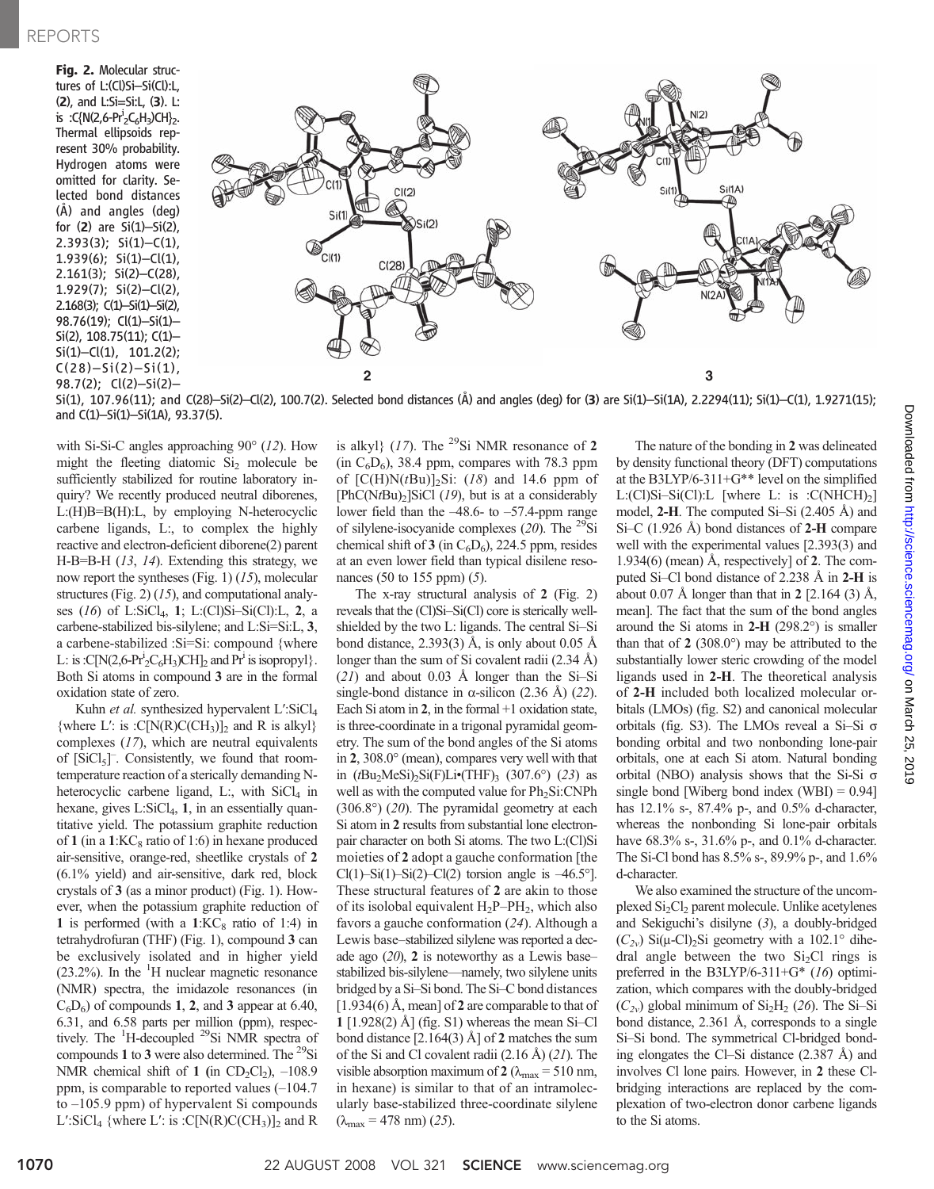**Fig. 2.** Molecular structures of L:(Cl)Si–Si(Cl):L, (**2**), and L:Si=Si:L, (**3**). L: is :C{N(2,6-$Pr^i_2C_6H_3$)CH}$_2$. Thermal ellipsoids represent 30% probability. Hydrogen atoms were omitted for clarity. Selected bond distances (Å) and angles (deg) for (**2**) are Si(1)–Si(2), 2.393(3); Si(1)–C(1), 1.939(6); Si(1)–Cl(1), 2.161(3); Si(2)–C(28), 1.929(7); Si(2)–Cl(2), 2.168(3); C(1)–Si(1)–Si(2), 98.76(19); Cl(1)–Si(1)–Si(2), 108.75(11); C(1)–Si(1)–Cl(1), 101.2(2); C(28)–Si(2)–Si(1), 98.7(2); Cl(2)–Si(2)–Si(1), 107.96(11); and C(28)–Si(2)–Cl(2), 100.7(2). Selected bond distances (Å) and angles (deg) for (**3**) are Si(1)–Si(1A), 2.2294(11); Si(1)–C(1), 1.9271(15); and C(1)–Si(1)–Si(1A), 93.37(5).

with Si-Si-C angles approaching 90° (12). How might the fleeting diatomic $Si_2$ molecule be sufficiently stabilized for routine laboratory inquiry? We recently produced neutral diborenes, L:(H)B=B(H):L, by employing N-heterocyclic carbene ligands, L:, to complex the highly reactive and electron-deficient diborene(2) parent H-B=B-H (13, 14). Extending this strategy, we now report the syntheses (Fig. 1) (15), molecular structures (Fig. 2) (15), and computational analyses (16) of L:$SiCl_4$, **1**; L:(Cl)Si–Si(Cl):L, **2**, a carbene-stabilized bis-silylene; and L:Si=Si:L, **3**, a carbene-stabilized :Si=Si: compound {where L: is :C[N(2,6-$Pr^i_2C_6H_3$)CH]$_2$ and $Pr^i$ is isopropyl}. Both Si atoms in compound **3** are in the formal oxidation state of zero.

Kuhn *et al.* synthesized hypervalent L′:$SiCl_4$ {where L′: is :C[N(R)C($CH_3$)]$_2$ and R is alkyl} complexes (17), which are neutral equivalents of [$SiCl_5$]$^-$. Consistently, we found that room-temperature reaction of a sterically demanding N-heterocyclic carbene ligand, L:, with $SiCl_4$ in hexane, gives L:$SiCl_4$, **1**, in an essentially quantitative yield. The potassium graphite reduction of **1** (in a **1**:$KC_8$ ratio of 1:6) in hexane produced air-sensitive, orange-red, sheetlike crystals of **2** (6.1% yield) and air-sensitive, dark red, block crystals of **3** (as a minor product) (Fig. 1). However, when the potassium graphite reduction of **1** is performed (with a **1**:$KC_8$ ratio of 1:4) in tetrahydrofuran (THF) (Fig. 1), compound **3** can be exclusively isolated and in higher yield (23.2%). In the $^1$H nuclear magnetic resonance (NMR) spectra, the imidazole resonances (in $C_6D_6$) of compounds **1**, **2**, and **3** appear at 6.40, 6.31, and 6.58 parts per million (ppm), respectively. The $^1$H-decoupled $^{29}$Si NMR spectra of compounds **1** to **3** were also determined. The $^{29}$Si NMR chemical shift of **1** (in $CD_2Cl_2$), –104.7 ppm, is comparable to reported values (–104.7 to –105.9 ppm) of hypervalent Si compounds L′:$SiCl_4$ {where L′: is :C[N(R)C($CH_3$)]$_2$ and R is alkyl} (17). The $^{29}$Si NMR resonance of **2** (in $C_6D_6$), 38.4 ppm, compares with 78.3 ppm of [C(H)N(*t*Bu)]$_2$Si: (18) and 14.6 ppm of [PhC(N*t*Bu)$_2$]SiCl (19), but is at a considerably lower field than the –48.6- to –57.4-ppm range of silylene-isocyanide complexes (20). The $^{29}$Si chemical shift of **3** (in $C_6D_6$), 224.5 ppm, resides at an even lower field than typical disilene resonances (50 to 155 ppm) (5).

The x-ray structural analysis of **2** (Fig. 2) reveals that the (Cl)Si–Si(Cl) core is sterically well-shielded by the two L: ligands. The central Si–Si bond distance, 2.393(3) Å, is only about 0.05 Å longer than the sum of Si covalent radii (2.34 Å) (21) and about 0.03 Å longer than the Si–Si single-bond distance in α-silicon (2.36 Å) (22). Each Si atom in **2**, in the formal +1 oxidation state, is three-coordinate in a trigonal pyramidal geometry. The sum of the bond angles of the Si atoms in **2**, 308.0° (mean), compares very well with that in (*t*$Bu_2$MeSi)$_2$Si(F)Li•(THF)$_3$ (307.6°) (23) as well as with the computed value for $Ph_2$Si:CNPh (306.8°) (20). The pyramidal geometry at each Si atom in **2** results from substantial lone electron-pair character on both Si atoms. The two L:(Cl)Si moieties of **2** adopt a gauche conformation [the Cl(1)–Si(1)–Si(2)–Cl(2) torsion angle is –46.5°]. These structural features of **2** are akin to those of its isolobal equivalent $H_2P$–$PH_2$, which also favors a gauche conformation (24). Although a Lewis base–stabilized silylene was reported a decade ago (20), **2** is noteworthy as a Lewis base–stabilized bis-silylene—namely, two silylene units bridged by a Si–Si bond. The Si–C bond distances [1.934(6) Å, mean] of **2** are comparable to that of **1** [1.928(2) Å] (fig. S1) whereas the mean Si–Cl bond distance [2.164(3) Å] of **2** matches the sum of the Si and Cl covalent radii (2.16 Å) (21). The visible absorption maximum of **2** ($\lambda_{max}$ = 510 nm, in hexane) is similar to that of an intramolecularly base-stabilized three-coordinate silylene ($\lambda_{max}$ = 478 nm) (25).

The nature of the bonding in **2** was delineated by density functional theory (DFT) computations at the B3LYP/6-311+G** level on the simplified L:(Cl)Si–Si(Cl):L [where L: is :C(NHCH)$_2$] model, **2-H**. The computed Si–Si (2.405 Å) and Si–C (1.926 Å) bond distances of **2-H** compare well with the experimental values [2.393(3) and 1.934(6) (mean) Å, respectively] of **2**. The computed Si–Cl bond distance of 2.238 Å in **2-H** is about 0.07 Å longer than that in **2** [2.164 (3) Å, mean]. The fact that the sum of the bond angles around the Si atoms in **2-H** (298.2°) is smaller than that of **2** (308.0°) may be attributed to the substantially lower steric crowding of the model ligands used in **2-H**. The theoretical analysis of **2-H** included both localized molecular orbitals (LMOs) (fig. S2) and canonical molecular orbitals (fig. S3). The LMOs reveal a Si–Si σ bonding orbital and two nonbonding lone-pair orbitals, one at each Si atom. Natural bonding orbital (NBO) analysis shows that the Si-Si σ single bond [Wiberg bond index (WBI) = 0.94] has 12.1% s-, 87.4% p-, and 0.5% d-character, whereas the nonbonding Si lone-pair orbitals have 68.3% s-, 31.6% p-, and 0.1% d-character. The Si-Cl bond has 8.5% s-, 89.9% p-, and 1.6% d-character.

We also examined the structure of the uncomplexed $Si_2Cl_2$ parent molecule. Unlike acetylenes and Sekiguchi's disilyne (3), a doubly-bridged ($C_{2v}$) Si(μ-Cl)$_2$Si geometry with a 102.1° dihedral angle between the two $Si_2$Cl rings is preferred in the B3LYP/6-311+G* (16) optimization, which compares with the doubly-bridged ($C_{2v}$) global minimum of $Si_2H_2$ (26). The Si–Si bond distance, 2.361 Å, corresponds to a single Si–Si bond. The symmetrical Cl-bridged bonding elongates the Cl–Si distance (2.387 Å) and involves Cl lone pairs. However, in **2** these Cl-bridging interactions are replaced by the complexation of two-electron donor carbene ligands to the Si atoms.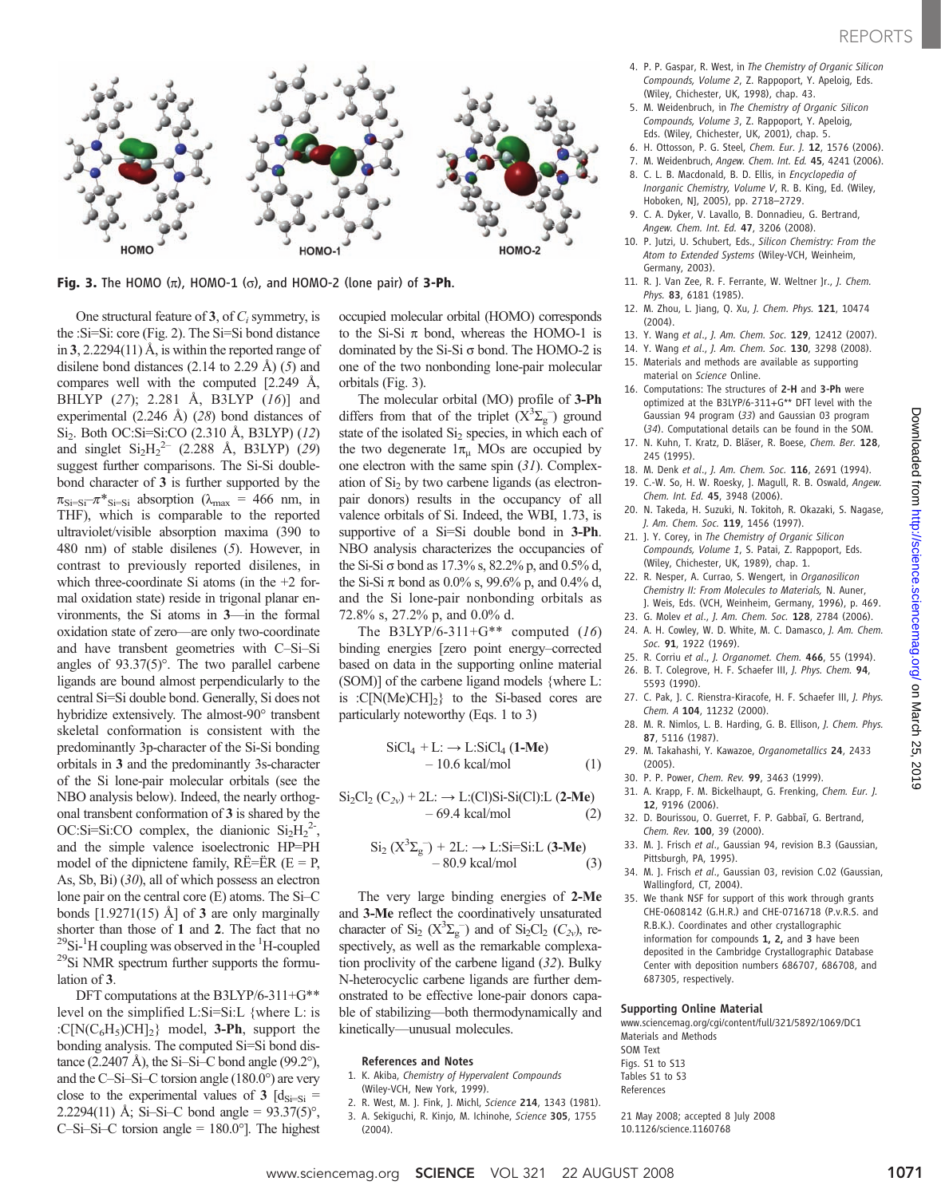**Fig. 3.** The HOMO (π), HOMO-1 (σ), and HOMO-2 (lone pair) of **3-Ph**.

One structural feature of **3**, of $C_i$ symmetry, is the :Si=Si: core (Fig. 2). The Si=Si bond distance in **3**, 2.2294(11) Å, is within the reported range of disilene bond distances (2.14 to 2.29 Å) (*5*) and compares well with the computed [2.249 Å, BHLYP (*27*); 2.281 Å, B3LYP (*16*)] and experimental (2.246 Å) (*28*) bond distances of $Si_2$. Both OC:Si=Si:CO (2.310 Å, B3LYP) (*12*) and singlet $Si_2H_2^{2-}$ (2.288 Å, B3LYP) (*29*) suggest further comparisons. The Si-Si double-bond character of **3** is further supported by the $\pi_{Si=Si}$–$\pi^*_{Si=Si}$ absorption ($\lambda_{max}$ = 466 nm, in THF), which is comparable to the reported ultraviolet/visible absorption maxima (390 to 480 nm) of stable disilenes (*5*). However, in contrast to previously reported disilenes, in which three-coordinate Si atoms (in the +2 formal oxidation state) reside in trigonal planar environments, the Si atoms in **3**—in the formal oxidation state of zero—are only two-coordinate and have transbent geometries with C–Si–Si angles of 93.37(5)°. The two parallel carbene ligands are bound almost perpendicularly to the central Si=Si double bond. Generally, Si does not hybridize extensively. The almost-90° transbent skeletal conformation is consistent with the predominantly 3p-character of the Si-Si bonding orbitals in **3** and the predominantly 3s-character of the Si lone-pair molecular orbitals (see the NBO analysis below). Indeed, the nearly orthogonal transbent conformation of **3** is shared by the OC:Si=Si:CO complex, the dianionic $Si_2H_2^{2-}$, and the simple valence isoelectronic HP=PH model of the dipnictene family, RË=ËR (E = P, As, Sb, Bi) (*30*), all of which possess an electron lone pair on the central core (E) atoms. The Si–C bonds [1.9271(15) Å] of **3** are only marginally shorter than those of **1** and **2**. The fact that no $^{29}$Si-$^{1}$H coupling was observed in the $^{1}$H-coupled $^{29}$Si NMR spectrum further supports the formulation of **3**.

DFT computations at the B3LYP/6-311+G** level on the simplified L:Si=Si:L {where L: is :C[N($C_6H_5$)CH]$_2$} model, **3-Ph**, support the bonding analysis. The computed Si=Si bond distance (2.2407 Å), the Si–Si–C bond angle (99.2°), and the C–Si–Si–C torsion angle (180.0°) are very close to the experimental values of **3** [$d_{Si=Si}$ = 2.2294(11) Å; Si–Si–C bond angle = 93.37(5)°, C–Si–Si–C torsion angle = 180.0°]. The highest occupied molecular orbital (HOMO) corresponds to the Si-Si π bond, whereas the HOMO-1 is dominated by the Si-Si σ bond. The HOMO-2 is one of the two nonbonding lone-pair molecular orbitals (Fig. 3).

The molecular orbital (MO) profile of **3-Ph** differs from that of the triplet ($X^3\Sigma_g^-$) ground state of the isolated $Si_2$ species, in which each of the two degenerate $1\pi_u$ MOs are occupied by one electron with the same spin (*31*). Complexation of $Si_2$ by two carbene ligands (as electron-pair donors) results in the occupancy of all valence orbitals of Si. Indeed, the WBI, 1.73, is supportive of a Si=Si double bond in **3-Ph**. NBO analysis characterizes the occupancies of the Si-Si σ bond as 17.3% s, 82.2% p, and 0.5% d, the Si-Si π bond as 0.0% s, 99.6% p, and 0.4% d, and the Si lone-pair nonbonding orbitals as 72.8% s, 27.2% p, and 0.0% d.

The B3LYP/6-311+G** computed (*16*) binding energies [zero point energy–corrected based on data in the supporting online material (SOM)] of the carbene ligand models {where L: is :C[N(Me)CH]$_2$} to the Si-based cores are particularly noteworthy (Eqs. 1 to 3)

$$SiCl_4 + L: \rightarrow L{:}SiCl_4 \ (\textbf{1-Me}) \quad -10.6 \text{ kcal/mol} \qquad (1)$$

$$Si_2Cl_2\ (C_{2v}) + 2L: \rightarrow L{:}(Cl)Si\text{-}Si(Cl){:}L \ (\textbf{2-Me}) \quad -69.4 \text{ kcal/mol} \qquad (2)$$

$$Si_2\ (X^3\Sigma_g^-) + 2L: \rightarrow L{:}Si{=}Si{:}L \ (\textbf{3-Me}) \quad -80.9 \text{ kcal/mol} \qquad (3)$$

The very large binding energies of **2-Me** and **3-Me** reflect the coordinatively unsaturated character of $Si_2$ ($X^3\Sigma_g^-$) and of $Si_2Cl_2$ ($C_{2v}$), respectively, as well as the remarkable complexation proclivity of the carbene ligand (*32*). Bulky N-heterocyclic carbene ligands are further demonstrated to be effective lone-pair donors capable of stabilizing—both thermodynamically and kinetically—unusual molecules.

### References and Notes

1. K. Akiba, *Chemistry of Hypervalent Compounds* (Wiley-VCH, New York, 1999).
2. R. West, M. J. Fink, J. Michl, *Science* **214**, 1343 (1981).
3. A. Sekiguchi, R. Kinjo, M. Ichinohe, *Science* **305**, 1755 (2004).
4. P. P. Gaspar, R. West, in *The Chemistry of Organic Silicon Compounds, Volume 2*, Z. Rappoport, Y. Apeloig, Eds. (Wiley, Chichester, UK, 1998), chap. 43.
5. M. Weidenbruch, in *The Chemistry of Organic Silicon Compounds, Volume 3*, Z. Rappoport, Y. Apeloig, Eds. (Wiley, Chichester, UK, 2001), chap. 5.
6. H. Ottosson, P. G. Steel, *Chem. Eur. J.* **12**, 1576 (2006).
7. M. Weidenbruch, *Angew. Chem. Int. Ed.* **45**, 4241 (2006).
8. C. L. B. Macdonald, B. D. Ellis, in *Encyclopedia of Inorganic Chemistry, Volume V*, R. B. King, Ed. (Wiley, Hoboken, NJ, 2005), pp. 2718–2729.
9. C. A. Dyker, V. Lavallo, B. Donnadieu, G. Bertrand, *Angew. Chem. Int. Ed.* **47**, 3206 (2008).
10. P. Jutzi, U. Schubert, Eds., *Silicon Chemistry: From the Atom to Extended Systems* (Wiley-VCH, Weinheim, Germany, 2003).
11. R. J. Van Zee, R. F. Ferrante, W. Weltner Jr., *J. Chem. Phys.* **83**, 6181 (1985).
12. M. Zhou, L. Jiang, Q. Xu, *J. Chem. Phys.* **121**, 10474 (2004).
13. Y. Wang *et al.*, *J. Am. Chem. Soc.* **129**, 12412 (2007).
14. Y. Wang *et al.*, *J. Am. Chem. Soc.* **130**, 3298 (2008).
15. Materials and methods are available as supporting material on *Science* Online.
16. Computations: The structures of **2-H** and **3-Ph** were optimized at the B3LYP/6-311+G** DFT level with the Gaussian 94 program (*33*) and Gaussian 03 program (*34*). Computational details can be found in the SOM.
17. N. Kuhn, T. Kratz, D. Bläser, R. Boese, *Chem. Ber.* **128**, 245 (1995).
18. M. Denk *et al.*, *J. Am. Chem. Soc.* **116**, 2691 (1994).
19. C.-W. So, H. W. Roesky, J. Magull, R. B. Oswald, *Angew. Chem. Int. Ed.* **45**, 3948 (2006).
20. N. Takeda, H. Suzuki, N. Tokitoh, R. Okazaki, S. Nagase, *J. Am. Chem. Soc.* **119**, 1456 (1997).
21. J. Y. Corey, in *The Chemistry of Organic Silicon Compounds, Volume 1*, S. Patai, Z. Rappoport, Eds. (Wiley, Chichester, UK, 1989), chap. 1.
22. R. Nesper, A. Currao, S. Wengert, in *Organosilicon Chemistry II: From Molecules to Materials*, N. Auner, J. Weis, Eds. (VCH, Weinheim, Germany, 1996), p. 469.
23. G. Molev *et al.*, *J. Am. Chem. Soc.* **128**, 2784 (2006).
24. A. H. Cowley, W. D. White, M. C. Damasco, *J. Am. Chem. Soc.* **91**, 1922 (1969).
25. R. Corriu *et al.*, *J. Organomet. Chem.* **466**, 55 (1994).
26. B. T. Colegrove, H. F. Schaefer III, *J. Phys. Chem.* **94**, 5593 (1990).
27. C. Pak, J. C. Rienstra-Kiracofe, H. F. Schaefer III, *J. Phys. Chem. A* **104**, 11232 (2000).
28. M. R. Nimlos, L. B. Harding, G. B. Ellison, *J. Chem. Phys.* **87**, 5116 (1987).
29. M. Takahashi, Y. Kawazoe, *Organometallics* **24**, 2433 (2005).
30. P. P. Power, *Chem. Rev.* **99**, 3463 (1999).
31. A. Krapp, F. M. Bickelhaupt, G. Frenking, *Chem. Eur. J.* **12**, 9196 (2006).
32. D. Bourissou, O. Guerret, F. P. Gabbaï, G. Bertrand, *Chem. Rev.* **100**, 39 (2000).
33. M. J. Frisch *et al.*, Gaussian 94, revision B.3 (Gaussian, Pittsburgh, PA, 1995).
34. M. J. Frisch *et al.*, Gaussian 03, revision C.02 (Gaussian, Wallingford, CT, 2004).
35. We thank NSF for support of this work through grants CHE-0608142 (G.H.R.) and CHE-0716718 (P.v.R.S. and R.B.K.). Coordinates and other crystallographic information for compounds **1, 2,** and **3** have been deposited in the Cambridge Crystallographic Database Center with deposition numbers 686707, 686708, and 687305, respectively.

### Supporting Online Material

www.sciencemag.org/cgi/content/full/321/5892/1069/DC1
Materials and Methods
SOM Text
Figs. S1 to S13
Tables S1 to S3
References

21 May 2008; accepted 8 July 2008
10.1126/science.1160768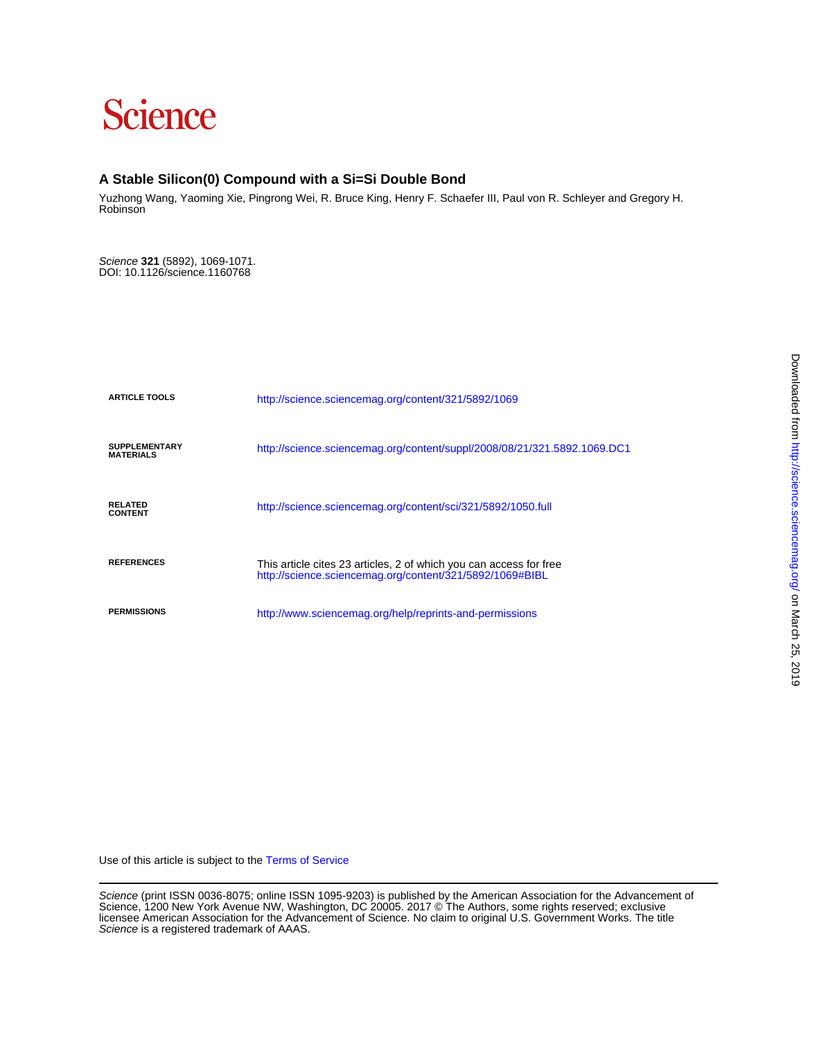# Science

## A Stable Silicon(0) Compound with a Si=Si Double Bond

Yuzhong Wang, Yaoming Xie, Pingrong Wei, R. Bruce King, Henry F. Schaefer III, Paul von R. Schleyer and Gregory H. Robinson

*Science* **321** (5892), 1069-1071.
DOI: 10.1126/science.1160768

| | |
|---|---|
| **ARTICLE TOOLS** | http://science.sciencemag.org/content/321/5892/1069 |
| **SUPPLEMENTARY MATERIALS** | http://science.sciencemag.org/content/suppl/2008/08/21/321.5892.1069.DC1 |
| **RELATED CONTENT** | http://science.sciencemag.org/content/sci/321/5892/1050.full |
| **REFERENCES** | This article cites 23 articles, 2 of which you can access for free http://science.sciencemag.org/content/321/5892/1069#BIBL |
| **PERMISSIONS** | http://www.sciencemag.org/help/reprints-and-permissions |

Use of this article is subject to the Terms of Service

*Science* (print ISSN 0036-8075; online ISSN 1095-9203) is published by the American Association for the Advancement of Science, 1200 New York Avenue NW, Washington, DC 20005. 2017 © The Authors, some rights reserved; exclusive licensee American Association for the Advancement of Science. No claim to original U.S. Government Works. The title *Science* is a registered trademark of AAAS.

Downloaded from http://science.sciencemag.org/ on March 25, 2019